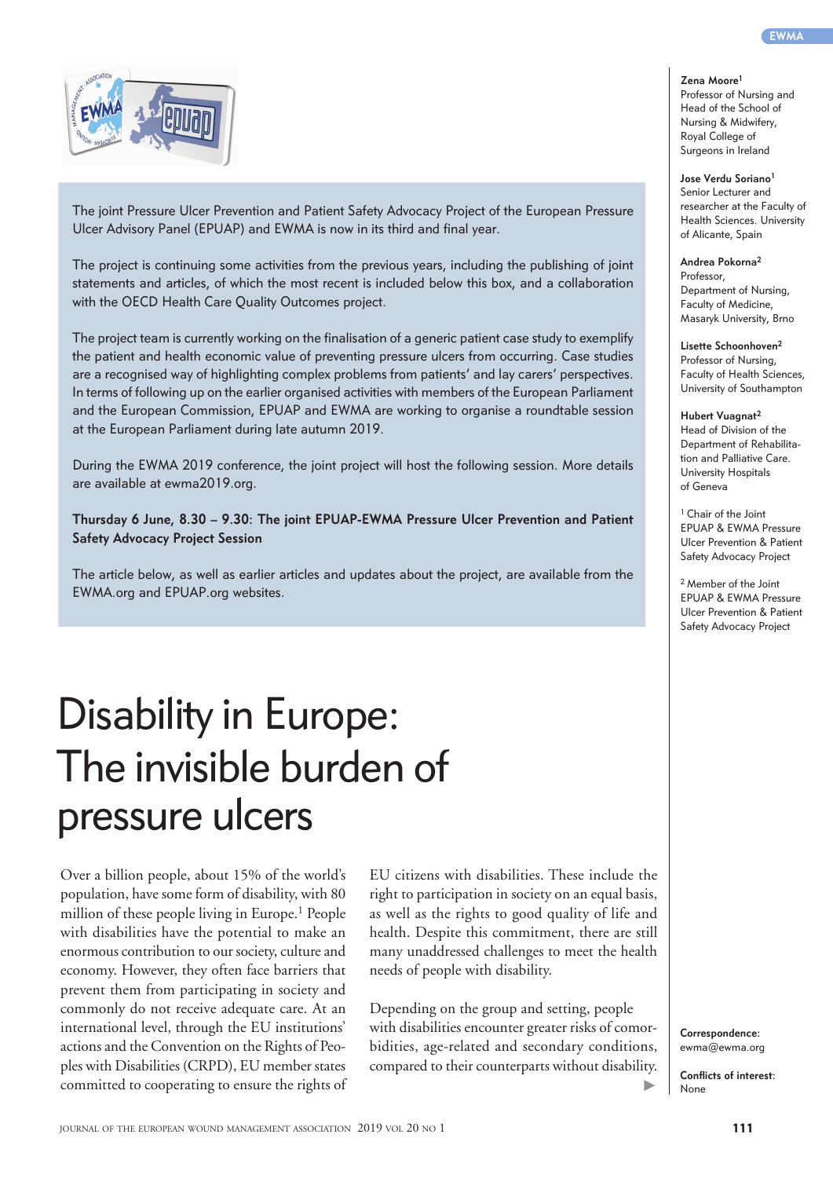The joint Pressure Ulcer Prevention and Patient Safety Advocacy Project of the European Pressure Ulcer Advisory Panel (EPUAP) and EWMA is now in its third and final year.

The project is continuing some activities from the previous years, including the publishing of joint statements and articles, of which the most recent is included below this box, and a collaboration with the OECD Health Care Quality Outcomes project.

The project team is currently working on the finalisation of a generic patient case study to exemplify the patient and health economic value of preventing pressure ulcers from occurring. Case studies are a recognised way of highlighting complex problems from patients' and lay carers' perspectives. In terms of following up on the earlier organised activities with members of the European Parliament and the European Commission, EPUAP and EWMA are working to organise a roundtable session at the European Parliament during late autumn 2019.

During the EWMA 2019 conference, the joint project will host the following session. More details are available at ewma2019.org.

**Thursday 6 June, 8.30 – 9.30: The joint EPUAP-EWMA Pressure Ulcer Prevention and Patient Safety Advocacy Project Session**

The article below, as well as earlier articles and updates about the project, are available from the EWMA.org and EPUAP.org websites.

# Disability in Europe: The invisible burden of pressure ulcers

**Zena Moore**[1]
Professor of Nursing and Head of the School of Nursing & Midwifery, Royal College of Surgeons in Ireland

**Jose Verdu Soriano**[1]
Senior Lecturer and researcher at the Faculty of Health Sciences. University of Alicante, Spain

**Andrea Pokorna**[2]
Professor, Department of Nursing, Faculty of Medicine, Masaryk University, Brno

**Lisette Schoonhoven**[2]
Professor of Nursing, Faculty of Health Sciences, University of Southampton

**Hubert Vuagnat**[2]
Head of Division of the Department of Rehabilitation and Palliative Care. University Hospitals of Geneva

[1] Chair of the Joint EPUAP & EWMA Pressure Ulcer Prevention & Patient Safety Advocacy Project

[2] Member of the Joint EPUAP & EWMA Pressure Ulcer Prevention & Patient Safety Advocacy Project

**Correspondence:** ewma@ewma.org

**Conflicts of interest:** None

Over a billion people, about 15% of the world's population, have some form of disability, with 80 million of these people living in Europe.[1] People with disabilities have the potential to make an enormous contribution to our society, culture and economy. However, they often face barriers that prevent them from participating in society and commonly do not receive adequate care. At an international level, through the EU institutions' actions and the Convention on the Rights of Peoples with Disabilities (CRPD), EU member states committed to cooperating to ensure the rights of EU citizens with disabilities. These include the right to participation in society on an equal basis, as well as the rights to good quality of life and health. Despite this commitment, there are still many unaddressed challenges to meet the health needs of people with disability.

Depending on the group and setting, people with disabilities encounter greater risks of comorbidities, age-related and secondary conditions, compared to their counterparts without disability.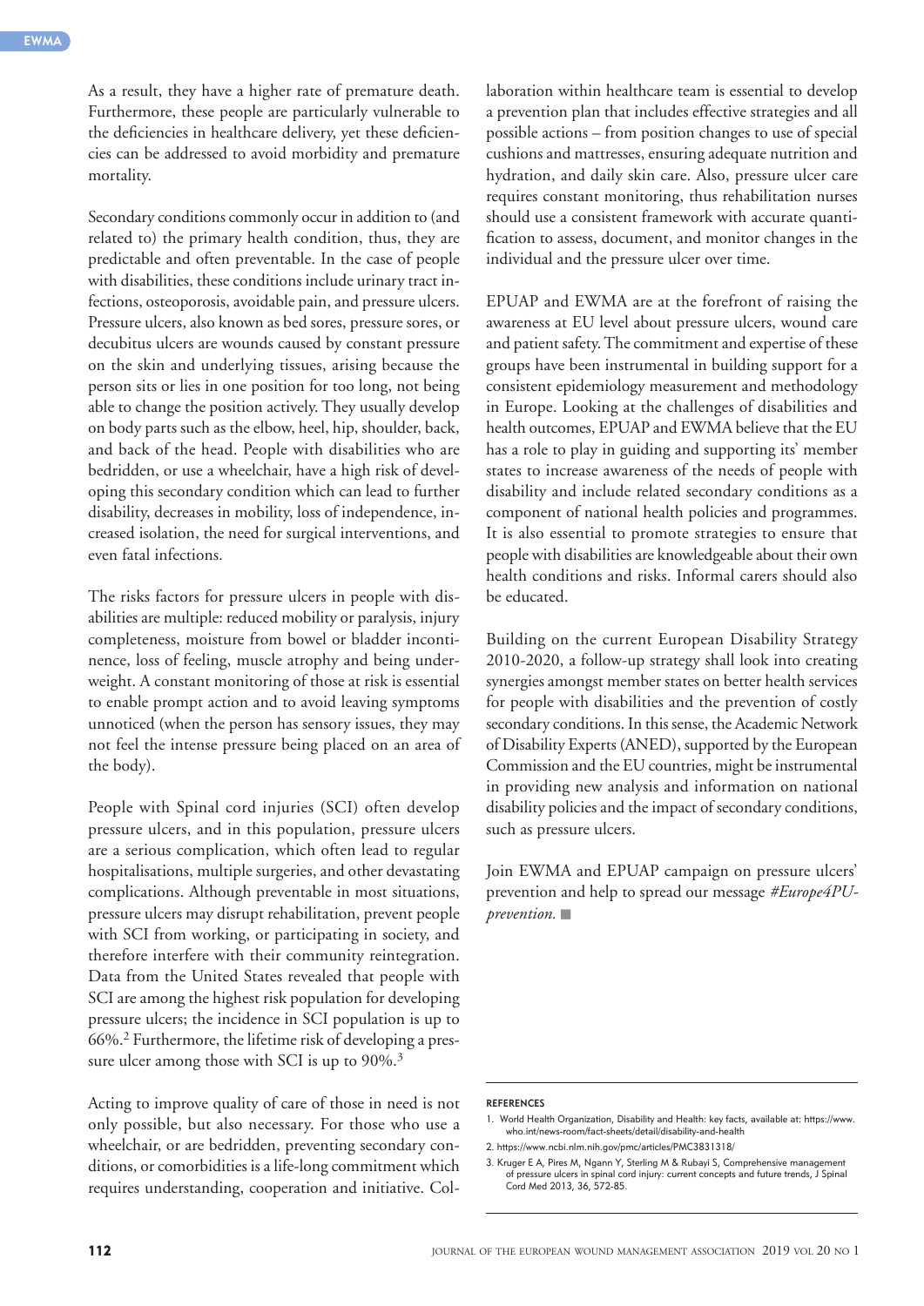As a result, they have a higher rate of premature death. Furthermore, these people are particularly vulnerable to the deficiencies in healthcare delivery, yet these deficiencies can be addressed to avoid morbidity and premature mortality.

Secondary conditions commonly occur in addition to (and related to) the primary health condition, thus, they are predictable and often preventable. In the case of people with disabilities, these conditions include urinary tract infections, osteoporosis, avoidable pain, and pressure ulcers. Pressure ulcers, also known as bed sores, pressure sores, or decubitus ulcers are wounds caused by constant pressure on the skin and underlying tissues, arising because the person sits or lies in one position for too long, not being able to change the position actively. They usually develop on body parts such as the elbow, heel, hip, shoulder, back, and back of the head. People with disabilities who are bedridden, or use a wheelchair, have a high risk of developing this secondary condition which can lead to further disability, decreases in mobility, loss of independence, increased isolation, the need for surgical interventions, and even fatal infections.

The risks factors for pressure ulcers in people with disabilities are multiple: reduced mobility or paralysis, injury completeness, moisture from bowel or bladder incontinence, loss of feeling, muscle atrophy and being underweight. A constant monitoring of those at risk is essential to enable prompt action and to avoid leaving symptoms unnoticed (when the person has sensory issues, they may not feel the intense pressure being placed on an area of the body).

People with Spinal cord injuries (SCI) often develop pressure ulcers, and in this population, pressure ulcers are a serious complication, which often lead to regular hospitalisations, multiple surgeries, and other devastating complications. Although preventable in most situations, pressure ulcers may disrupt rehabilitation, prevent people with SCI from working, or participating in society, and therefore interfere with their community reintegration. Data from the United States revealed that people with SCI are among the highest risk population for developing pressure ulcers; the incidence in SCI population is up to 66%.[2] Furthermore, the lifetime risk of developing a pressure ulcer among those with SCI is up to 90%.[3]

Acting to improve quality of care of those in need is not only possible, but also necessary. For those who use a wheelchair, or are bedridden, preventing secondary conditions, or comorbidities is a life-long commitment which requires understanding, cooperation and initiative. Collaboration within healthcare team is essential to develop a prevention plan that includes effective strategies and all possible actions – from position changes to use of special cushions and mattresses, ensuring adequate nutrition and hydration, and daily skin care. Also, pressure ulcer care requires constant monitoring, thus rehabilitation nurses should use a consistent framework with accurate quantification to assess, document, and monitor changes in the individual and the pressure ulcer over time.

EPUAP and EWMA are at the forefront of raising the awareness at EU level about pressure ulcers, wound care and patient safety. The commitment and expertise of these groups have been instrumental in building support for a consistent epidemiology measurement and methodology in Europe. Looking at the challenges of disabilities and health outcomes, EPUAP and EWMA believe that the EU has a role to play in guiding and supporting its' member states to increase awareness of the needs of people with disability and include related secondary conditions as a component of national health policies and programmes. It is also essential to promote strategies to ensure that people with disabilities are knowledgeable about their own health conditions and risks. Informal carers should also be educated.

Building on the current European Disability Strategy 2010-2020, a follow-up strategy shall look into creating synergies amongst member states on better health services for people with disabilities and the prevention of costly secondary conditions. In this sense, the Academic Network of Disability Experts (ANED), supported by the European Commission and the EU countries, might be instrumental in providing new analysis and information on national disability policies and the impact of secondary conditions, such as pressure ulcers.

Join EWMA and EPUAP campaign on pressure ulcers' prevention and help to spread our message *#Europe4PU-prevention.* ■

#### REFERENCES

1. World Health Organization, Disability and Health: key facts, available at: https://www.who.int/news-room/fact-sheets/detail/disability-and-health
2. https://www.ncbi.nlm.nih.gov/pmc/articles/PMC3831318/
3. Kruger E A, Pires M, Ngann Y, Sterling M & Rubayi S, Comprehensive management of pressure ulcers in spinal cord injury: current concepts and future trends, J Spinal Cord Med 2013, 36, 572-85.